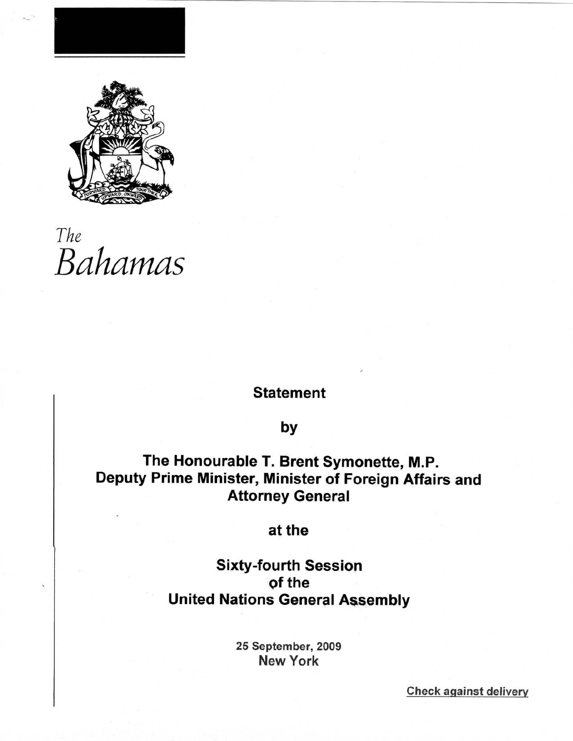*The Bahamas*

**Statement**

**by**

**The Honourable T. Brent Symonette, M.P.**
**Deputy Prime Minister, Minister of Foreign Affairs and Attorney General**

**at the**

**Sixty-fourth Session**
**of the**
**United Nations General Assembly**

**25 September, 2009**
New York

Check against delivery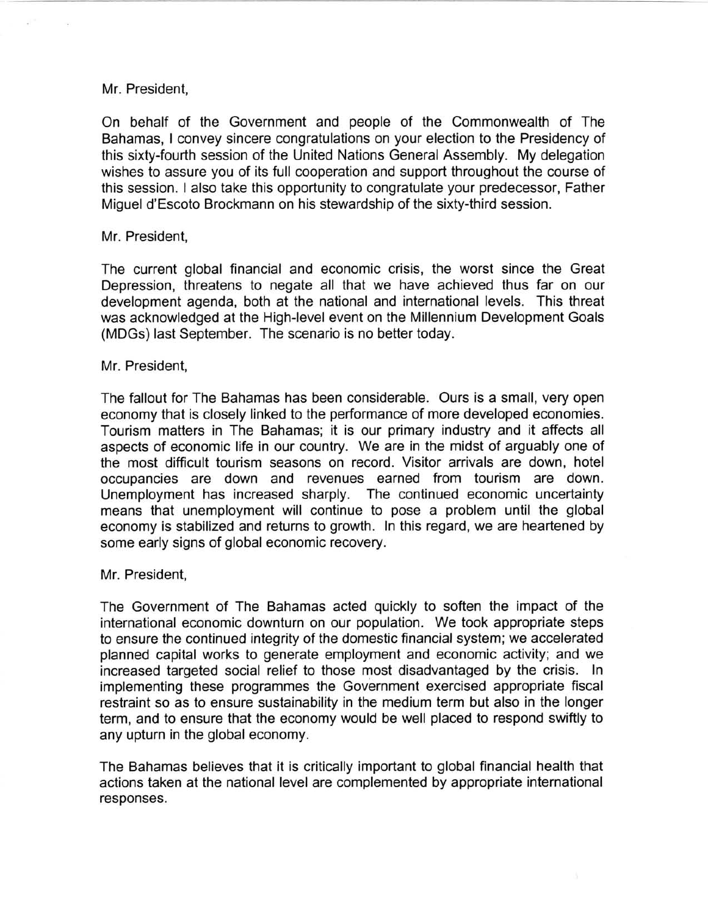Mr. President,

On behalf of the Government and people of the Commonwealth of The Bahamas, I convey sincere congratulations on your election to the Presidency of this sixty-fourth session of the United Nations General Assembly. My delegation wishes to assure you of its full cooperation and support throughout the course of this session. I also take this opportunity to congratulate your predecessor, Father Miguel d'Escoto Brockmann on his stewardship of the sixty-third session.

Mr. President,

The current global financial and economic crisis, the worst since the Great Depression, threatens to negate all that we have achieved thus far on our development agenda, both at the national and international levels. This threat was acknowledged at the High-level event on the Millennium Development Goals (MDGs) last September. The scenario is no better today.

Mr. President,

The fallout for The Bahamas has been considerable. Ours is a small, very open economy that is closely linked to the performance of more developed economies. Tourism matters in The Bahamas; it is our primary industry and it affects all aspects of economic life in our country. We are in the midst of arguably one of the most difficult tourism seasons on record. Visitor arrivals are down, hotel occupancies are down and revenues earned from tourism are down. Unemployment has increased sharply. The continued economic uncertainty means that unemployment will continue to pose a problem until the global economy is stabilized and returns to growth. In this regard, we are heartened by some early signs of global economic recovery.

Mr. President,

The Government of The Bahamas acted quickly to soften the impact of the international economic downturn on our population. We took appropriate steps to ensure the continued integrity of the domestic financial system; we accelerated planned capital works to generate employment and economic activity; and we increased targeted social relief to those most disadvantaged by the crisis. In implementing these programmes the Government exercised appropriate fiscal restraint so as to ensure sustainability in the medium term but also in the longer term, and to ensure that the economy would be well placed to respond swiftly to any upturn in the global economy.

The Bahamas believes that it is critically important to global financial health that actions taken at the national level are complemented by appropriate international responses.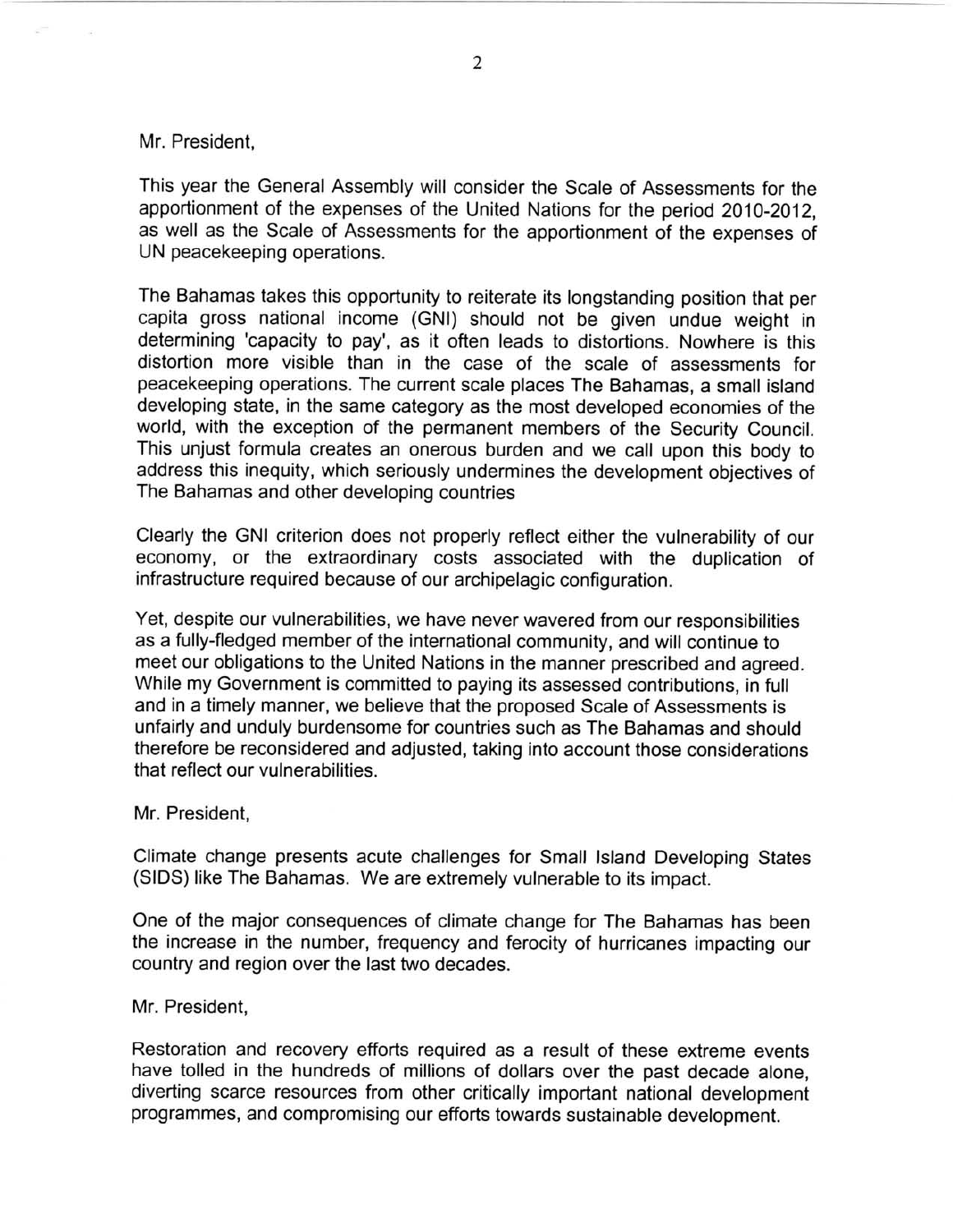Mr. President,

This year the General Assembly will consider the Scale of Assessments for the apportionment of the expenses of the United Nations for the period 2010-2012, as well as the Scale of Assessments for the apportionment of the expenses of UN peacekeeping operations.

The Bahamas takes this opportunity to reiterate its longstanding position that per capita gross national income (GNI) should not be given undue weight in determining 'capacity to pay', as it often leads to distortions. Nowhere is this distortion more visible than in the case of the scale of assessments for peacekeeping operations. The current scale places The Bahamas, a small island developing state, in the same category as the most developed economies of the world, with the exception of the permanent members of the Security Council. This unjust formula creates an onerous burden and we call upon this body to address this inequity, which seriously undermines the development objectives of The Bahamas and other developing countries

Clearly the GNI criterion does not properly reflect either the vulnerability of our economy, or the extraordinary costs associated with the duplication of infrastructure required because of our archipelagic configuration.

Yet, despite our vulnerabilities, we have never wavered from our responsibilities as a fully-fledged member of the international community, and will continue to meet our obligations to the United Nations in the manner prescribed and agreed. While my Government is committed to paying its assessed contributions, in full and in a timely manner, we believe that the proposed Scale of Assessments is unfairly and unduly burdensome for countries such as The Bahamas and should therefore be reconsidered and adjusted, taking into account those considerations that reflect our vulnerabilities.

Mr. President,

Climate change presents acute challenges for Small Island Developing States (SIDS) like The Bahamas. We are extremely vulnerable to its impact.

One of the major consequences of climate change for The Bahamas has been the increase in the number, frequency and ferocity of hurricanes impacting our country and region over the last two decades.

Mr. President,

Restoration and recovery efforts required as a result of these extreme events have tolled in the hundreds of millions of dollars over the past decade alone, diverting scarce resources from other critically important national development programmes, and compromising our efforts towards sustainable development.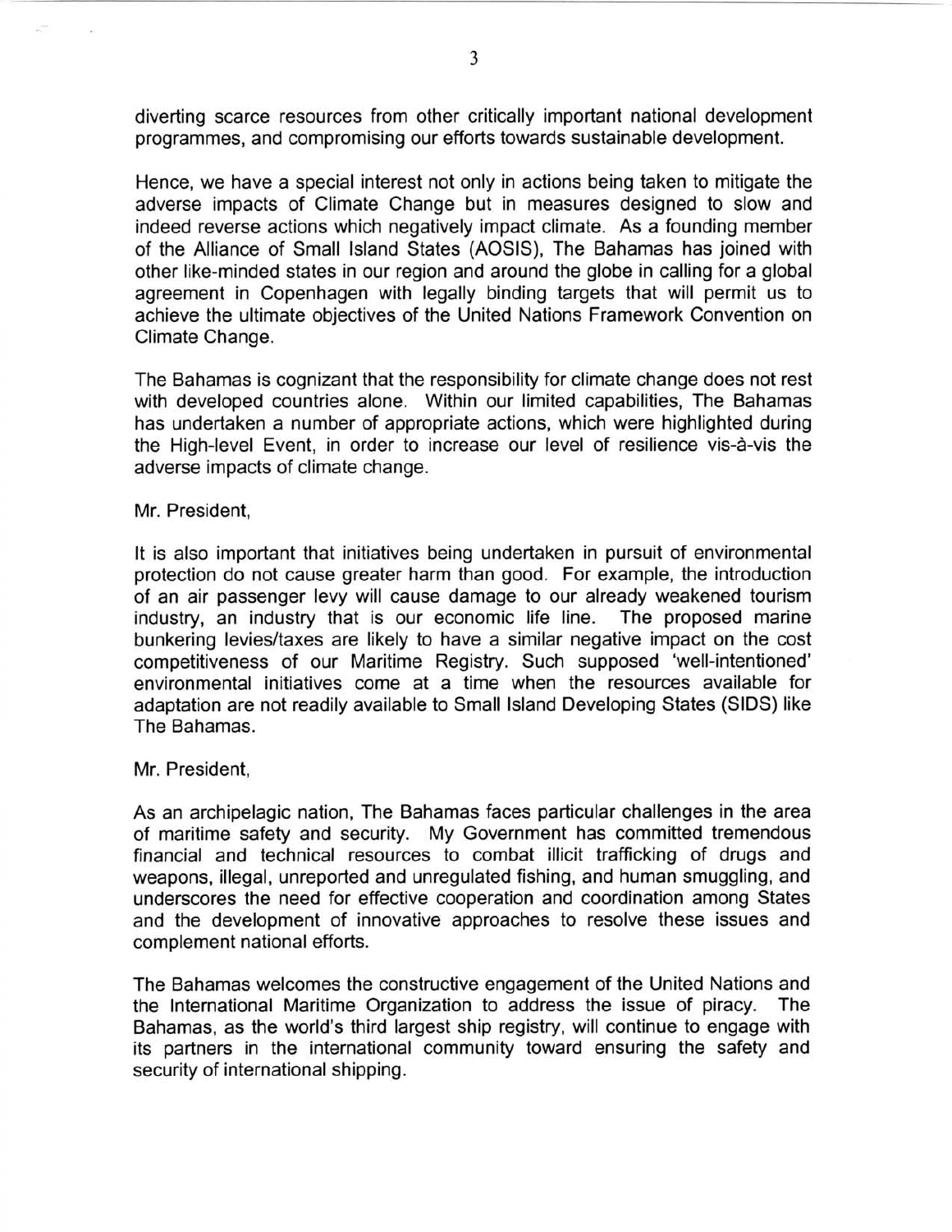diverting scarce resources from other critically important national development programmes, and compromising our efforts towards sustainable development.

Hence, we have a special interest not only in actions being taken to mitigate the adverse impacts of Climate Change but in measures designed to slow and indeed reverse actions which negatively impact climate. As a founding member of the Alliance of Small Island States (AOSIS), The Bahamas has joined with other like-minded states in our region and around the globe in calling for a global agreement in Copenhagen with legally binding targets that will permit us to achieve the ultimate objectives of the United Nations Framework Convention on Climate Change.

The Bahamas is cognizant that the responsibility for climate change does not rest with developed countries alone. Within our limited capabilities, The Bahamas has undertaken a number of appropriate actions, which were highlighted during the High-level Event, in order to increase our level of resilience vis-à-vis the adverse impacts of climate change.

Mr. President,

It is also important that initiatives being undertaken in pursuit of environmental protection do not cause greater harm than good. For example, the introduction of an air passenger levy will cause damage to our already weakened tourism industry, an industry that is our economic life line. The proposed marine bunkering levies/taxes are likely to have a similar negative impact on the cost competitiveness of our Maritime Registry. Such supposed 'well-intentioned' environmental initiatives come at a time when the resources available for adaptation are not readily available to Small Island Developing States (SIDS) like The Bahamas.

Mr. President,

As an archipelagic nation, The Bahamas faces particular challenges in the area of maritime safety and security. My Government has committed tremendous financial and technical resources to combat illicit trafficking of drugs and weapons, illegal, unreported and unregulated fishing, and human smuggling, and underscores the need for effective cooperation and coordination among States and the development of innovative approaches to resolve these issues and complement national efforts.

The Bahamas welcomes the constructive engagement of the United Nations and the International Maritime Organization to address the issue of piracy. The Bahamas, as the world's third largest ship registry, will continue to engage with its partners in the international community toward ensuring the safety and security of international shipping.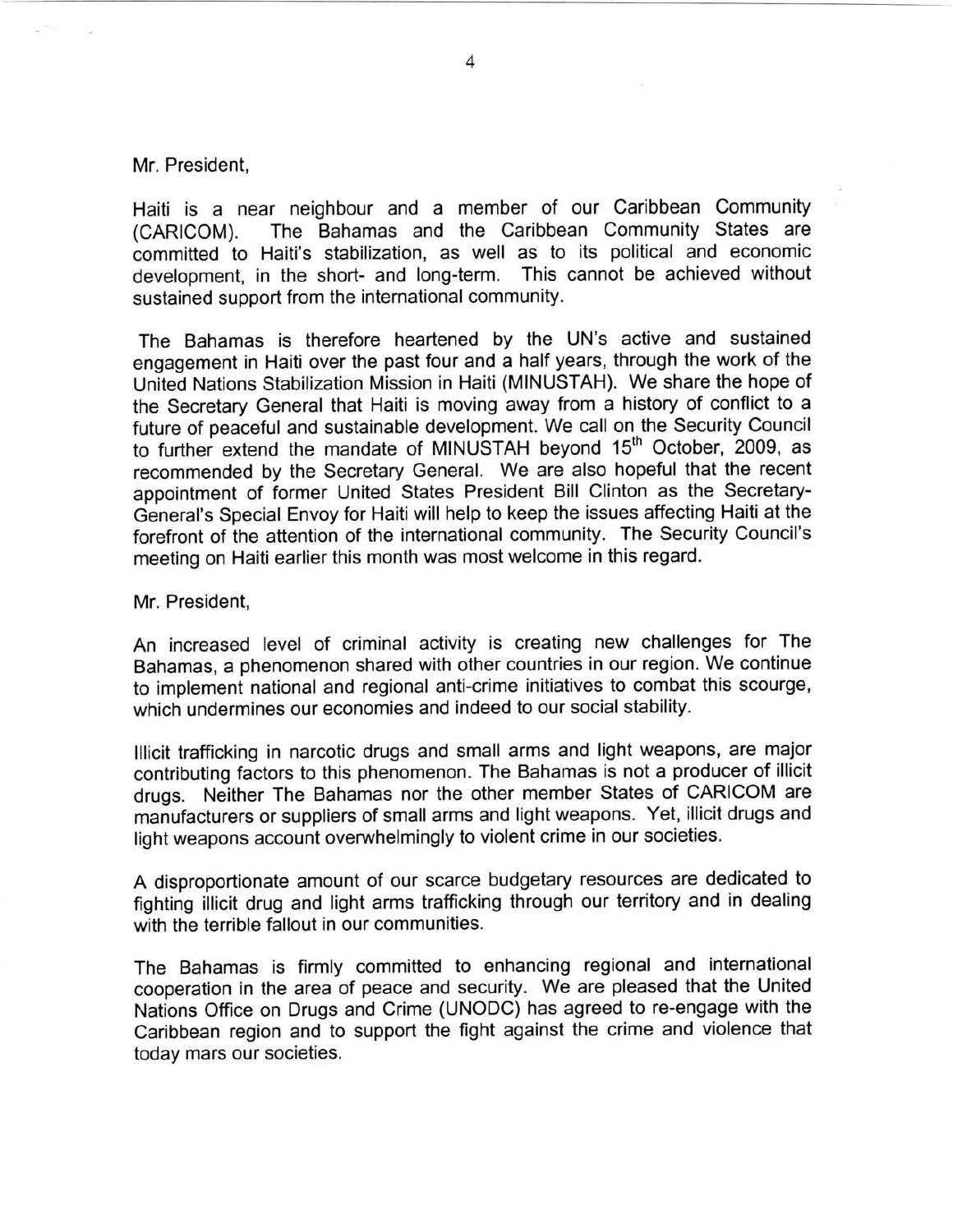Mr. President,

Haiti is a near neighbour and a member of our Caribbean Community (CARICOM). The Bahamas and the Caribbean Community States are committed to Haiti's stabilization, as well as to its political and economic development, in the short- and long-term. This cannot be achieved without sustained support from the international community.

The Bahamas is therefore heartened by the UN's active and sustained engagement in Haiti over the past four and a half years, through the work of the United Nations Stabilization Mission in Haiti (MINUSTAH). We share the hope of the Secretary General that Haiti is moving away from a history of conflict to a future of peaceful and sustainable development. We call on the Security Council to further extend the mandate of MINUSTAH beyond 15th October, 2009, as recommended by the Secretary General. We are also hopeful that the recent appointment of former United States President Bill Clinton as the Secretary-General's Special Envoy for Haiti will help to keep the issues affecting Haiti at the forefront of the attention of the international community. The Security Council's meeting on Haiti earlier this month was most welcome in this regard.

Mr. President,

An increased level of criminal activity is creating new challenges for The Bahamas, a phenomenon shared with other countries in our region. We continue to implement national and regional anti-crime initiatives to combat this scourge, which undermines our economies and indeed to our social stability.

Illicit trafficking in narcotic drugs and small arms and light weapons, are major contributing factors to this phenomenon. The Bahamas is not a producer of illicit drugs. Neither The Bahamas nor the other member States of CARICOM are manufacturers or suppliers of small arms and light weapons. Yet, illicit drugs and light weapons account overwhelmingly to violent crime in our societies.

A disproportionate amount of our scarce budgetary resources are dedicated to fighting illicit drug and light arms trafficking through our territory and in dealing with the terrible fallout in our communities.

The Bahamas is firmly committed to enhancing regional and international cooperation in the area of peace and security. We are pleased that the United Nations Office on Drugs and Crime (UNODC) has agreed to re-engage with the Caribbean region and to support the fight against the crime and violence that today mars our societies.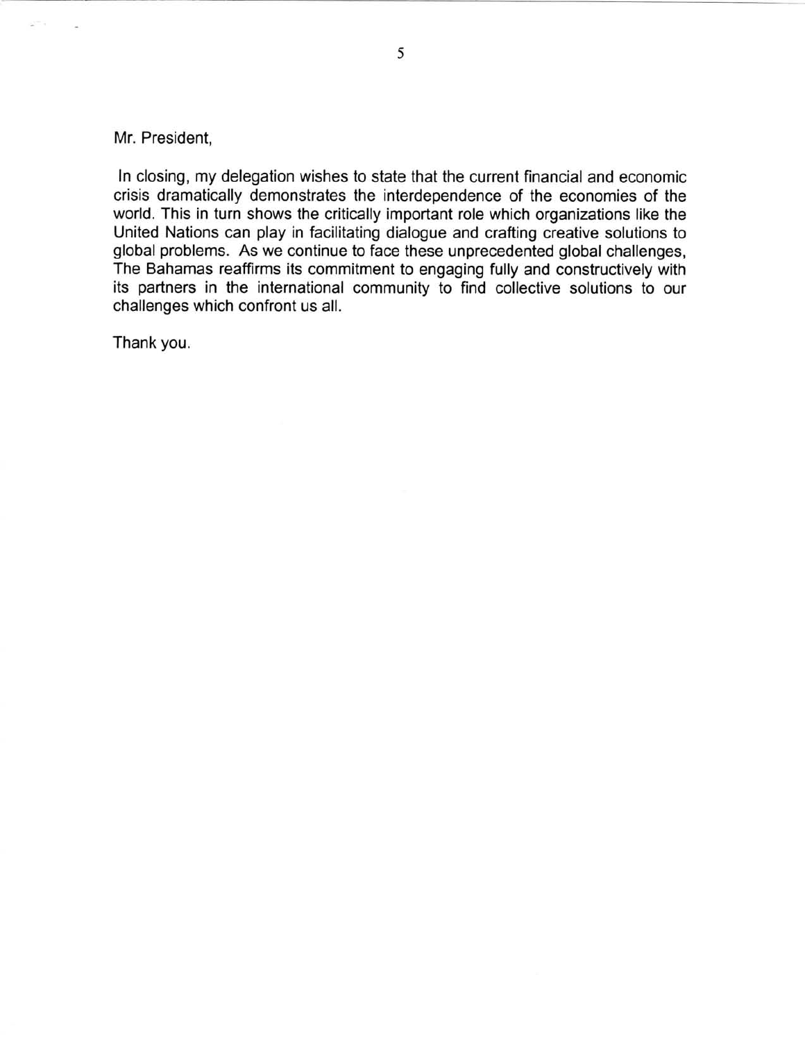Mr. President,

In closing, my delegation wishes to state that the current financial and economic crisis dramatically demonstrates the interdependence of the economies of the world. This in turn shows the critically important role which organizations like the United Nations can play in facilitating dialogue and crafting creative solutions to global problems. As we continue to face these unprecedented global challenges, The Bahamas reaffirms its commitment to engaging fully and constructively with its partners in the international community to find collective solutions to our challenges which confront us all.

Thank you.